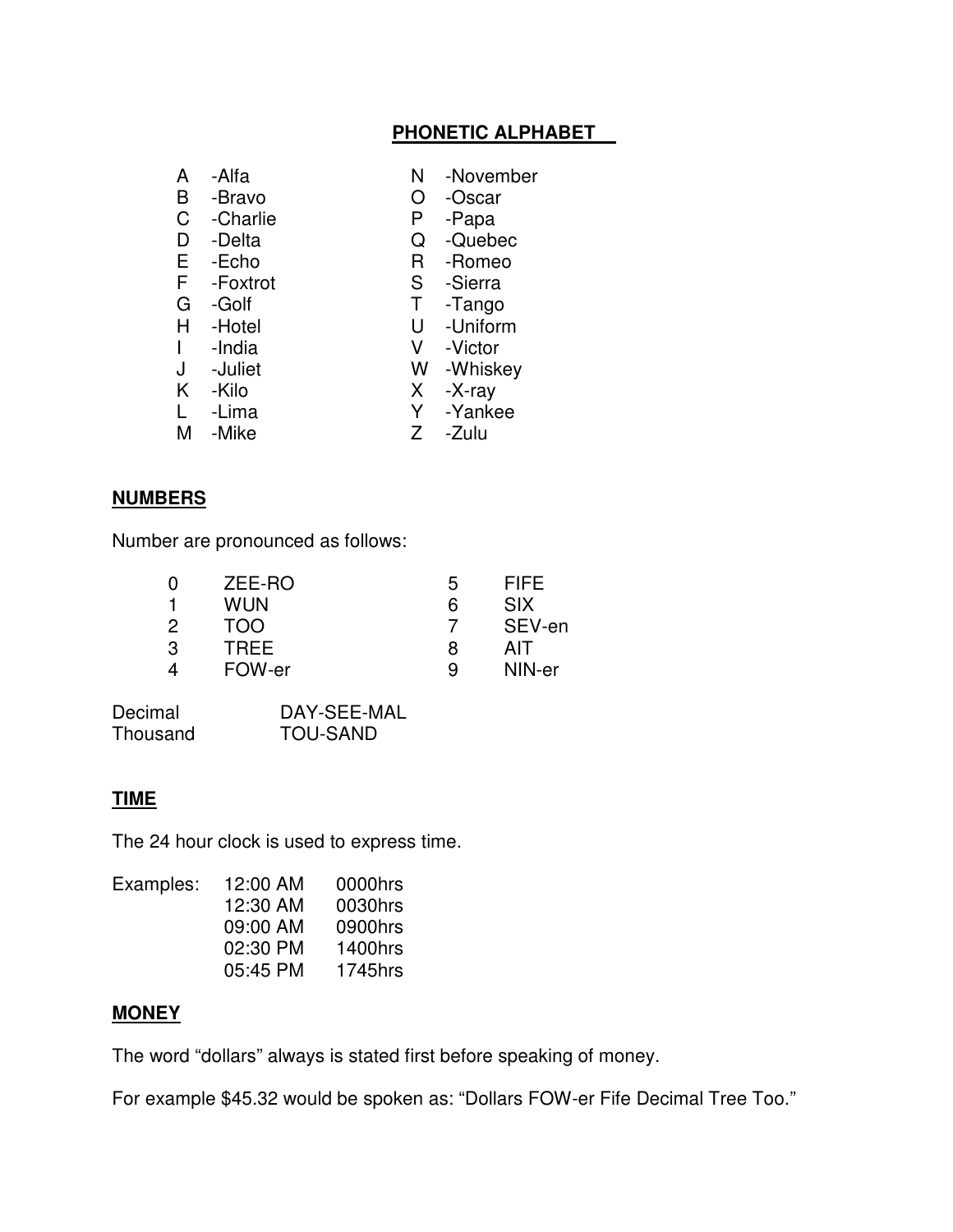## PHONETIC ALPHABET

| | | | |
|---|---|---|---|
| A | -Alfa | N | -November |
| B | -Bravo | O | -Oscar |
| C | -Charlie | P | -Papa |
| D | -Delta | Q | -Quebec |
| E | -Echo | R | -Romeo |
| F | -Foxtrot | S | -Sierra |
| G | -Golf | T | -Tango |
| H | -Hotel | U | -Uniform |
| I | -India | V | -Victor |
| J | -Juliet | W | -Whiskey |
| K | -Kilo | X | -X-ray |
| L | -Lima | Y | -Yankee |
| M | -Mike | Z | -Zulu |

## NUMBERS

Number are pronounced as follows:

| | | | |
|---|---|---|---|
| 0 | ZEE-RO | 5 | FIFE |
| 1 | WUN | 6 | SIX |
| 2 | TOO | 7 | SEV-en |
| 3 | TREE | 8 | AIT |
| 4 | FOW-er | 9 | NIN-er |

| | |
|---|---|
| Decimal | DAY-SEE-MAL |
| Thousand | TOU-SAND |

## TIME

The 24 hour clock is used to express time.

| Examples: | | |
|---|---|---|
| | 12:00 AM | 0000hrs |
| | 12:30 AM | 0030hrs |
| | 09:00 AM | 0900hrs |
| | 02:30 PM | 1400hrs |
| | 05:45 PM | 1745hrs |

## MONEY

The word “dollars” always is stated first before speaking of money.

For example $45.32 would be spoken as: “Dollars FOW-er Fife Decimal Tree Too.”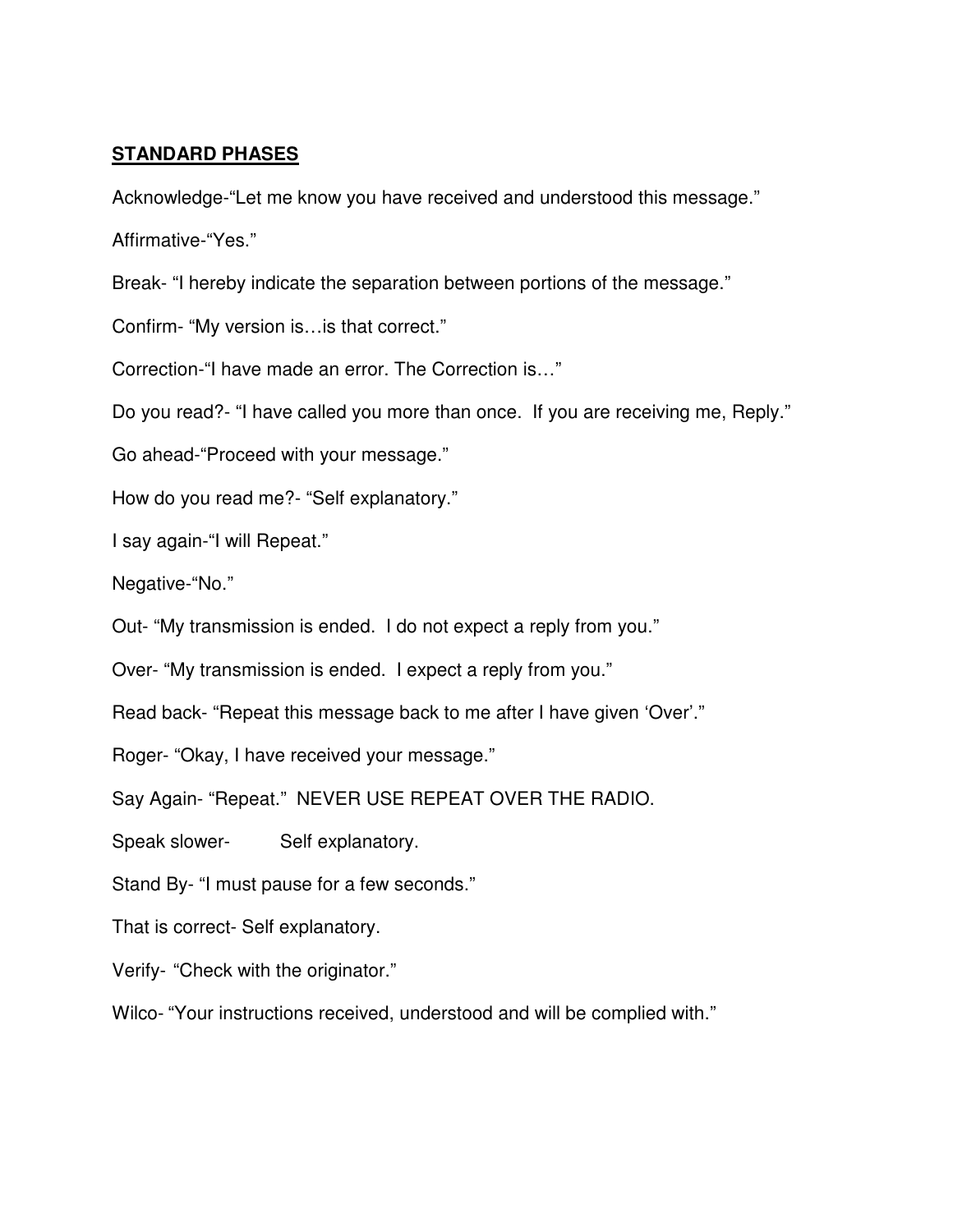**STANDARD PHASES**

Acknowledge-“Let me know you have received and understood this message.”

Affirmative-“Yes.”

Break- “I hereby indicate the separation between portions of the message.”

Confirm- “My version is…is that correct.”

Correction-“I have made an error. The Correction is…”

Do you read?- “I have called you more than once. If you are receiving me, Reply.”

Go ahead-“Proceed with your message.”

How do you read me?- “Self explanatory.”

I say again-“I will Repeat.”

Negative-“No.”

Out- “My transmission is ended. I do not expect a reply from you.”

Over- “My transmission is ended. I expect a reply from you.”

Read back- “Repeat this message back to me after I have given ‘Over’.”

Roger- “Okay, I have received your message.”

Say Again- “Repeat.” NEVER USE REPEAT OVER THE RADIO.

Speak slower- Self explanatory.

Stand By- “I must pause for a few seconds.”

That is correct- Self explanatory.

Verify- “Check with the originator.”

Wilco- “Your instructions received, understood and will be complied with.”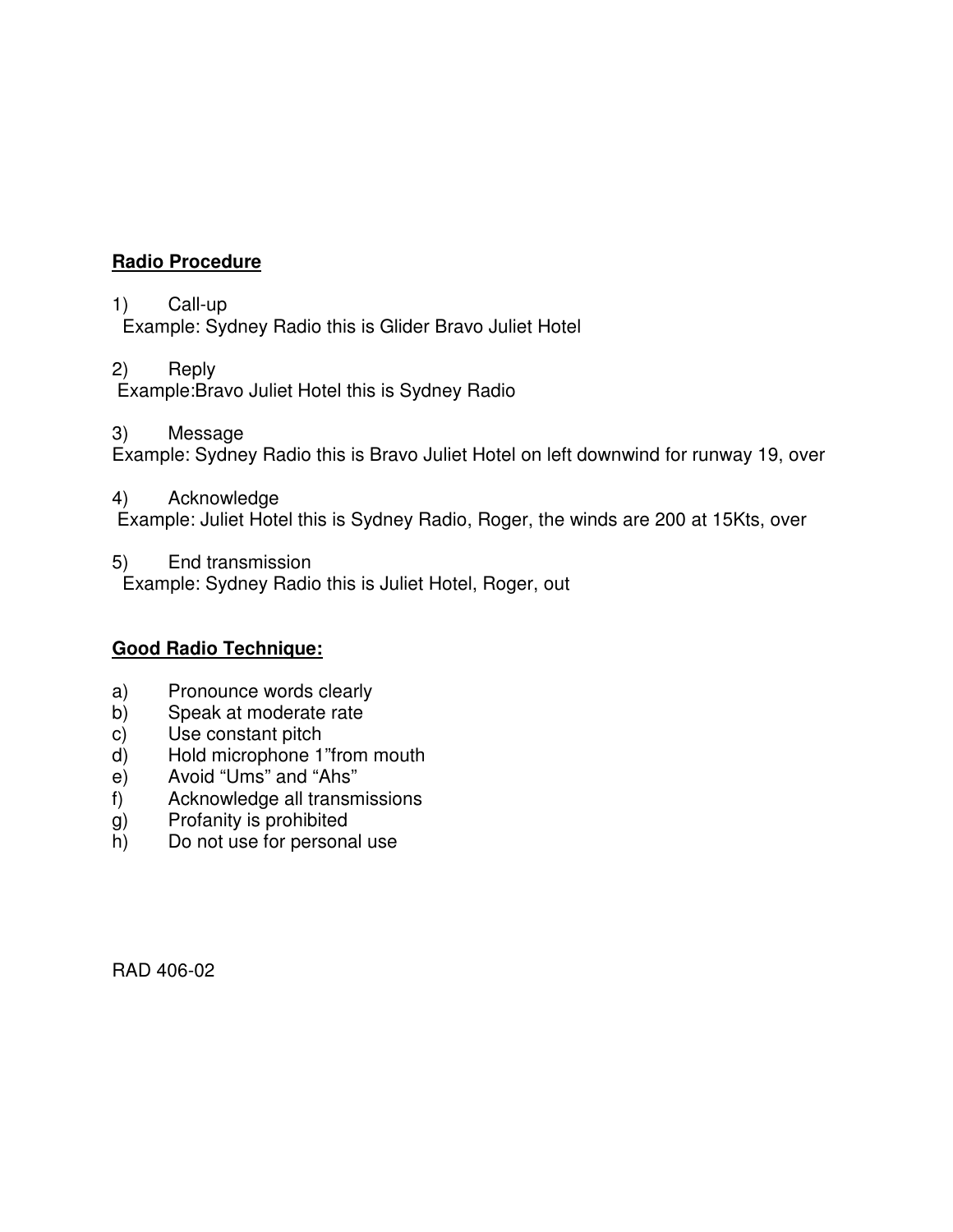**Radio Procedure**

1) Call-up
Example: Sydney Radio this is Glider Bravo Juliet Hotel

2) Reply
Example:Bravo Juliet Hotel this is Sydney Radio

3) Message
Example: Sydney Radio this is Bravo Juliet Hotel on left downwind for runway 19, over

4) Acknowledge
Example: Juliet Hotel this is Sydney Radio, Roger, the winds are 200 at 15Kts, over

5) End transmission
Example: Sydney Radio this is Juliet Hotel, Roger, out

**Good Radio Technique:**

a) Pronounce words clearly
b) Speak at moderate rate
c) Use constant pitch
d) Hold microphone 1"from mouth
e) Avoid "Ums" and "Ahs"
f) Acknowledge all transmissions
g) Profanity is prohibited
h) Do not use for personal use

RAD 406-02